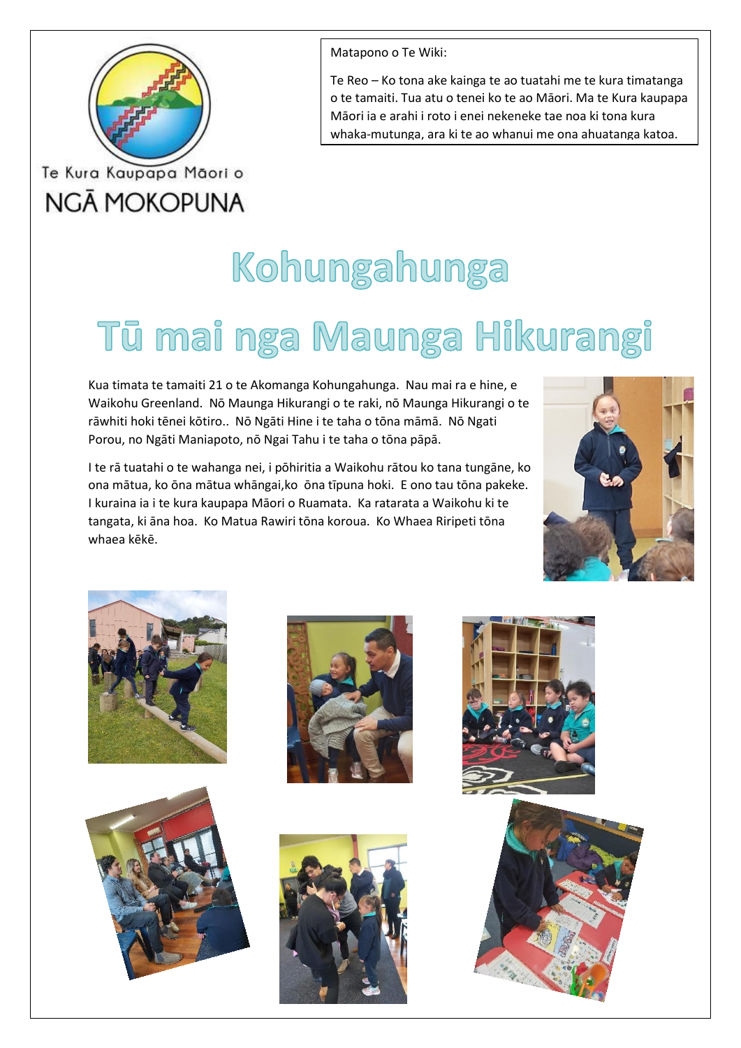Te Kura Kaupapa Māori o

NGĀ MOKOPUNA

Matapono o Te Wiki:

Te Reo – Ko tona ake kainga te ao tuatahi me te kura timatanga o te tamaiti. Tua atu o tenei ko te ao Māori. Ma te Kura kaupapa Māori ia e arahi i roto i enei nekeneke tae noa ki tona kura whaka-mutunga, ara ki te ao whanui me ona ahuatanga katoa.

# Kohungahunga

# Tū mai nga Maunga Hikurangi

Kua timata te tamaiti 21 o te Akomanga Kohungahunga. Nau mai ra e hine, e Waikohu Greenland. Nō Maunga Hikurangi o te raki, nō Maunga Hikurangi o te rāwhiti hoki tēnei kōtiro.. Nō Ngāti Hine i te taha o tōna māmā. Nō Ngati Porou, no Ngāti Maniapoto, nō Ngai Tahu i te taha o tōna pāpā.

I te rā tuatahi o te wahanga nei, i pōhiritia a Waikohu rātou ko tana tungāne, ko ona mātua, ko ōna mātua whāngai,ko ōna tīpuna hoki. E ono tau tōna pakeke. I kuraina ia i te kura kaupapa Māori o Ruamata. Ka ratarata a Waikohu ki te tangata, ki āna hoa. Ko Matua Rawiri tōna koroua. Ko Whaea Riripeti tōna whaea kēkē.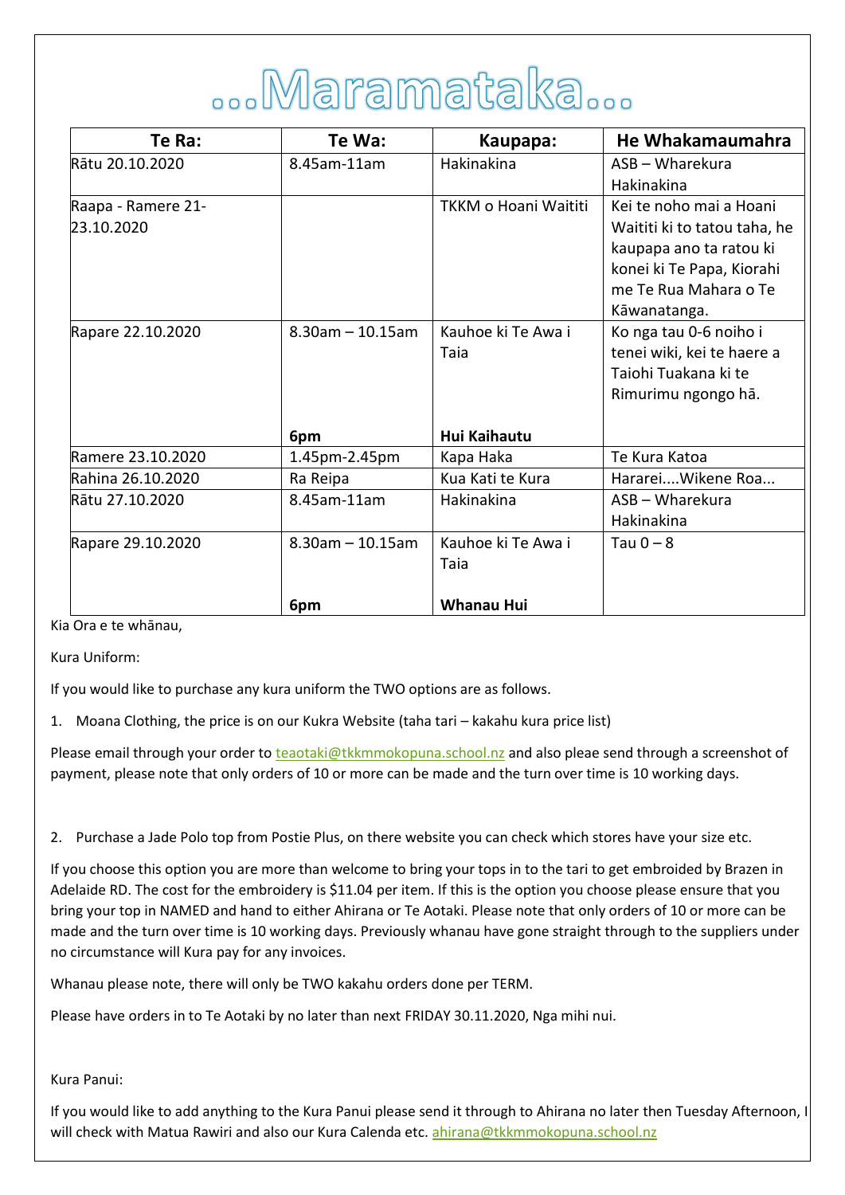# ...Maramataka...

| Te Ra: | Te Wa: | Kaupapa: | He Whakamaumahra |
|---|---|---|---|
| Rātu 20.10.2020 | 8.45am-11am | Hakinakina | ASB – Wharekura Hakinakina |
| Raapa - Ramere 21-23.10.2020 | | TKKM o Hoani Waititi | Kei te noho mai a Hoani Waititi ki to tatou taha, he kaupapa ano ta ratou ki konei ki Te Papa, Kiorahi me Te Rua Mahara o Te Kāwanatanga. |
| Rapare 22.10.2020 | 8.30am – 10.15am<br><br>**6pm** | Kauhoe ki Te Awa i Taia<br><br>**Hui Kaihautu** | Ko nga tau 0-6 noiho i tenei wiki, kei te haere a Taiohi Tuakana ki te Rimurimu ngongo hā. |
| Ramere 23.10.2020 | 1.45pm-2.45pm | Kapa Haka | Te Kura Katoa |
| Rahina 26.10.2020 | Ra Reipa | Kua Kati te Kura | Hararei....Wikene Roa... |
| Rātu 27.10.2020 | 8.45am-11am | Hakinakina | ASB – Wharekura Hakinakina |
| Rapare 29.10.2020 | 8.30am – 10.15am<br><br>**6pm** | Kauhoe ki Te Awa i Taia<br><br>**Whanau Hui** | Tau 0 – 8 |

Kia Ora e te whānau,

Kura Uniform:

If you would like to purchase any kura uniform the TWO options are as follows.

1. Moana Clothing, the price is on our Kukra Website (taha tari – kakahu kura price list)

Please email through your order to teaotaki@tkkmmokopuna.school.nz and also pleae send through a screenshot of payment, please note that only orders of 10 or more can be made and the turn over time is 10 working days.

2. Purchase a Jade Polo top from Postie Plus, on there website you can check which stores have your size etc.

If you choose this option you are more than welcome to bring your tops in to the tari to get embroided by Brazen in Adelaide RD. The cost for the embroidery is $11.04 per item. If this is the option you choose please ensure that you bring your top in NAMED and hand to either Ahirana or Te Aotaki. Please note that only orders of 10 or more can be made and the turn over time is 10 working days. Previously whanau have gone straight through to the suppliers under no circumstance will Kura pay for any invoices.

Whanau please note, there will only be TWO kakahu orders done per TERM.

Please have orders in to Te Aotaki by no later than next FRIDAY 30.11.2020, Nga mihi nui.

Kura Panui:

If you would like to add anything to the Kura Panui please send it through to Ahirana no later then Tuesday Afternoon, I will check with Matua Rawiri and also our Kura Calenda etc. ahirana@tkkmmokopuna.school.nz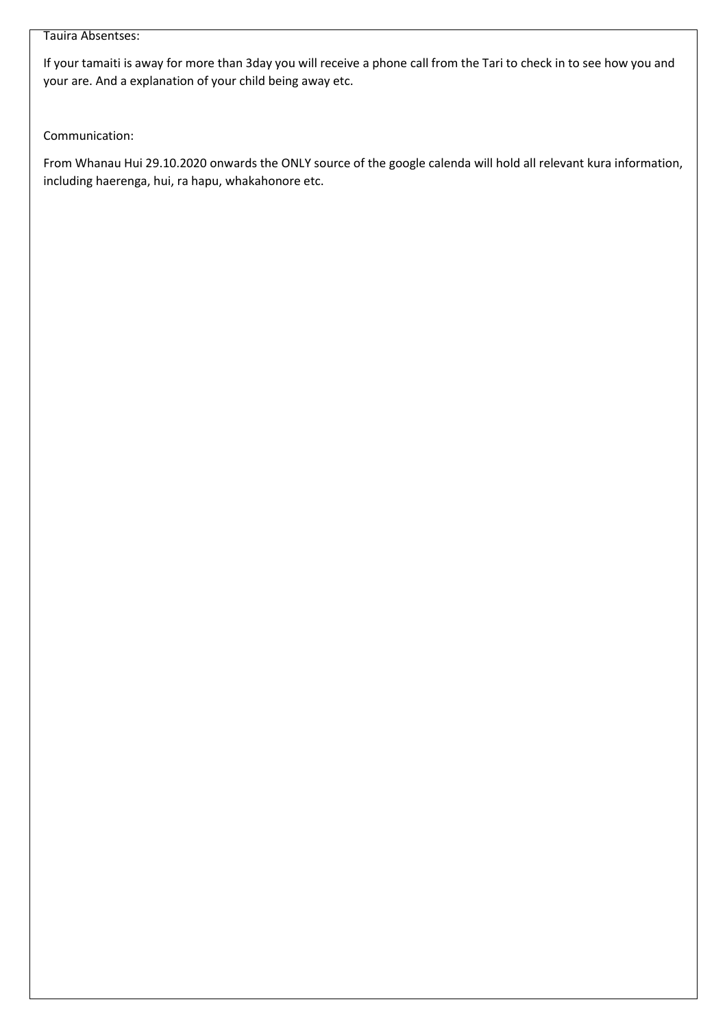Tauira Absentses:

If your tamaiti is away for more than 3day you will receive a phone call from the Tari to check in to see how you and your are. And a explanation of your child being away etc.

Communication:

From Whanau Hui 29.10.2020 onwards the ONLY source of the google calenda will hold all relevant kura information, including haerenga, hui, ra hapu, whakahonore etc.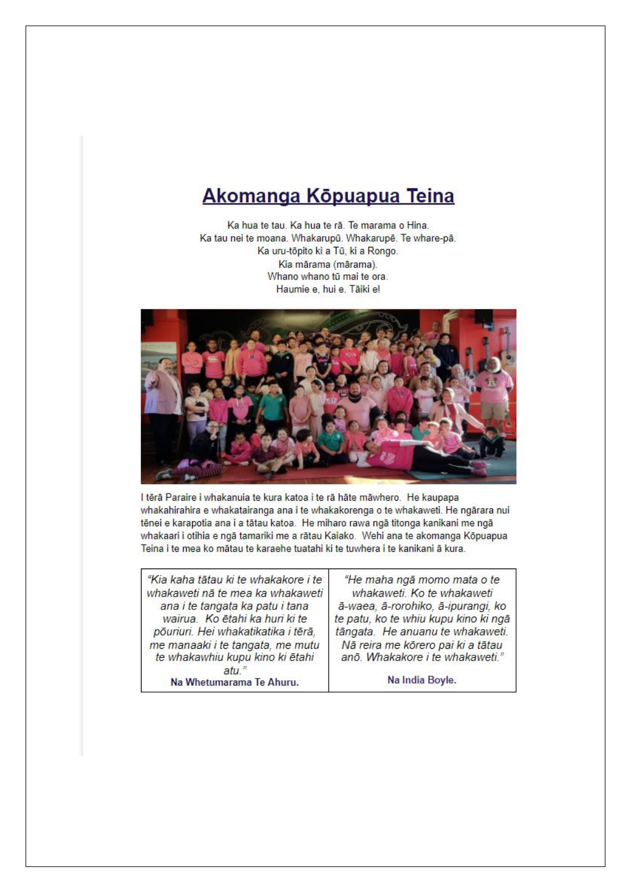# Akomanga Kōpuapua Teina

Ka hua te tau. Ka hua te rā. Te marama o Hina.
Ka tau nei te moana. Whakarupū. Whakarupē. Te whare-pā.
Ka uru-tōpito ki a Tū, ki a Rongo.
Kia mārama (mārama).
Whano whano tū mai te ora.
Haumie e, hui e. Tāiki e!

I tērā Paraire i whakanuia te kura katoa i te rā hāte māwhero. He kaupapa whakahirahira e whakatairanga ana i te whakakorenga o te whakaweti. He ngārara nui tēnei e karapotia ana i a tātau katoa. He miharo rawa ngā titonga kanikani me ngā whakaari i otihia e ngā tamariki me a rātau Kaiako. Wehi ana te akomanga Kōpuapua Teina i te mea ko mātau te karaehe tuatahi ki te tuwhera i te kanikani ā kura.

| | |
|---|---|
| *"Kia kaha tātau ki te whakakore i te whakaweti nā te mea ka whakaweti ana i te tangata ka patu i tana wairua. Ko ētahi ka huri ki te pōuriuri. Hei whakatikatika i tērā, me manaaki i te tangata, me mutu te whakawhiu kupu kino ki ētahi atu."* **Na Whetumarama Te Ahuru.** | *"He maha ngā momo mata o te whakaweti. Ko te whakaweti ā-waea, ā-rorohiko, ā-ipurangi, ko te patu, ko te whiu kupu kino ki ngā tāngata. He anuanu te whakaweti. Nā reira me kōrero pai ki a tātau anō. Whakakore i te whakaweti."* **Na India Boyle.** |